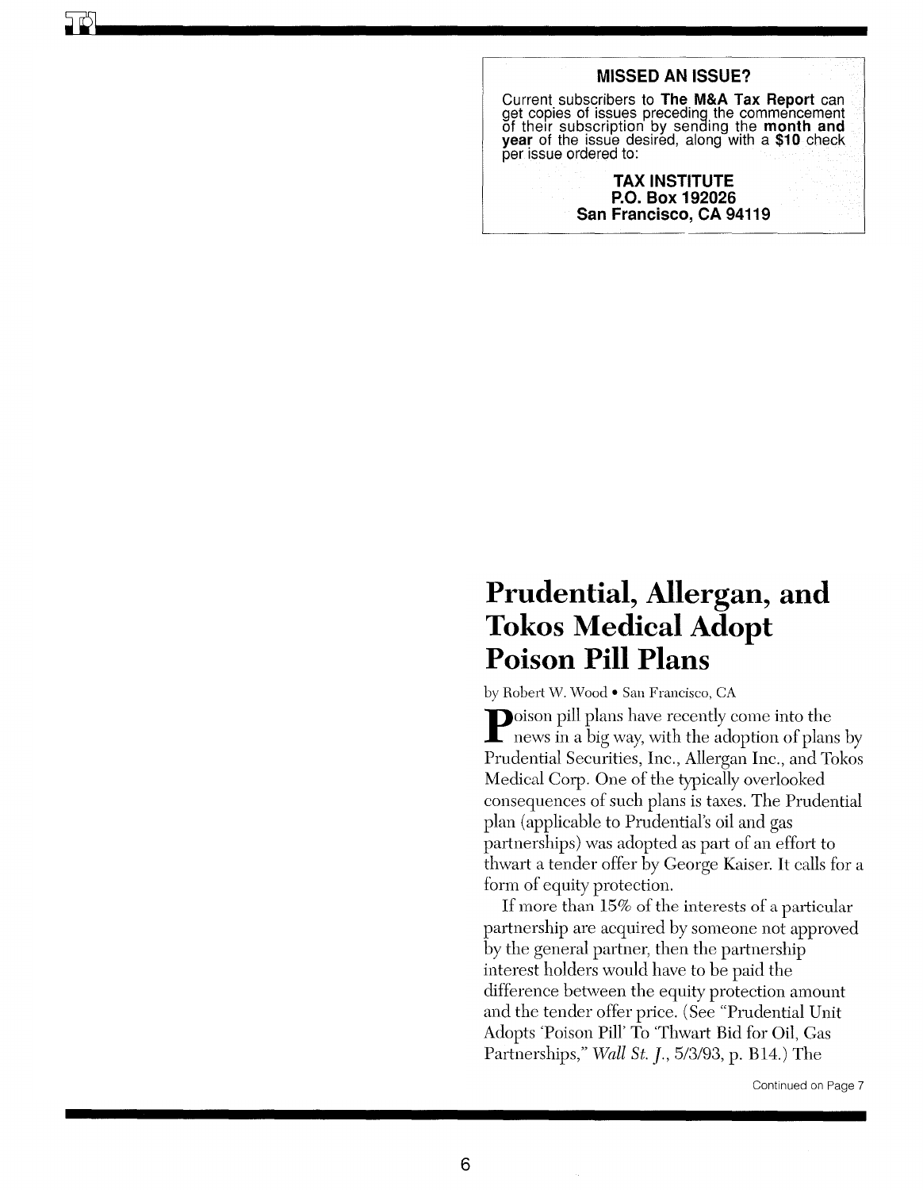**MISSED AN ISSUE?**

Current subscribers to **The M&A Tax Report** can get copies of issues preceding the commencement of their subscription by sending the **month and year** of the issue desired, along with a **$10** check per issue ordered to:

**TAX INSTITUTE**
**P.O. Box 192026**
**San Francisco, CA 94119**

# Prudential, Allergan, and Tokos Medical Adopt Poison Pill Plans

by Robert W. Wood • San Francisco, CA

Poison pill plans have recently come into the news in a big way, with the adoption of plans by Prudential Securities, Inc., Allergan Inc., and Tokos Medical Corp. One of the typically overlooked consequences of such plans is taxes. The Prudential plan (applicable to Prudential's oil and gas partnerships) was adopted as part of an effort to thwart a tender offer by George Kaiser. It calls for a form of equity protection.

If more than 15% of the interests of a particular partnership are acquired by someone not approved by the general partner, then the partnership interest holders would have to be paid the difference between the equity protection amount and the tender offer price. (See "Prudential Unit Adopts 'Poison Pill' To 'Thwart Bid for Oil, Gas Partnerships," *Wall St. J.*, 5/3/93, p. B14.) The

Continued on Page 7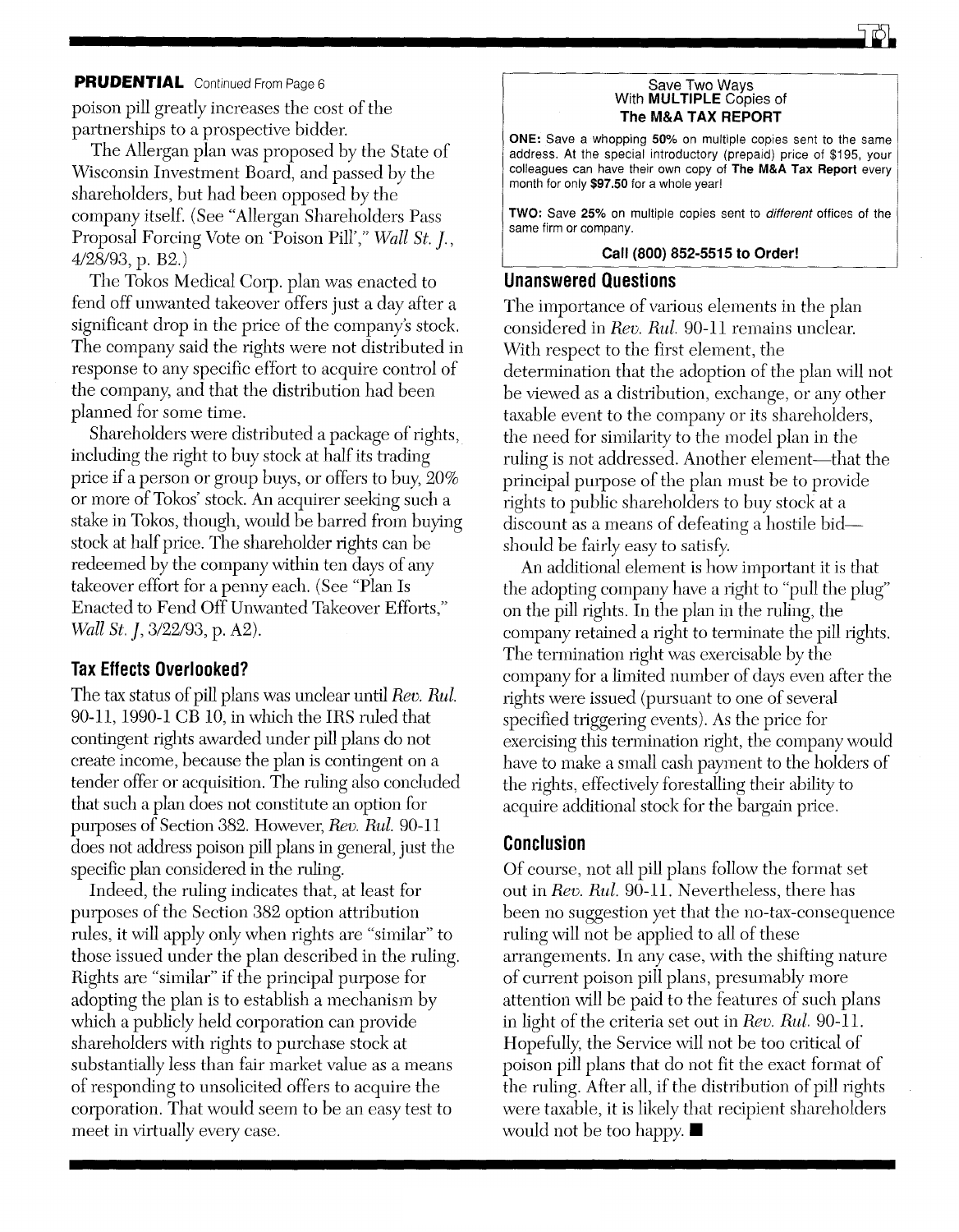**PRUDENTIAL** Continued From Page 6

poison pill greatly increases the cost of the partnerships to a prospective bidder.

The Allergan plan was proposed by the State of Wisconsin Investment Board, and passed by the shareholders, but had been opposed by the company itself. (See "Allergan Shareholders Pass Proposal Forcing Vote on 'Poison Pill'," *Wall St. J.*, 4/28/93, p. B2.)

The Tokos Medical Corp. plan was enacted to fend off unwanted takeover offers just a day after a significant drop in the price of the company's stock. The company said the rights were not distributed in response to any specific effort to acquire control of the company, and that the distribution had been planned for some time.

Shareholders were distributed a package of rights, including the right to buy stock at half its trading price if a person or group buys, or offers to buy, 20% or more of Tokos' stock. An acquirer seeking such a stake in Tokos, though, would be barred from buying stock at half price. The shareholder rights can be redeemed by the company within ten days of any takeover effort for a penny each. (See "Plan Is Enacted to Fend Off Unwanted Takeover Efforts," *Wall St. J*, 3/22/93, p. A2).

## Tax Effects Overlooked?

The tax status of pill plans was unclear until *Rev. Rul.* 90-11, 1990-1 CB 10, in which the IRS ruled that contingent rights awarded under pill plans do not create income, because the plan is contingent on a tender offer or acquisition. The ruling also concluded that such a plan does not constitute an option for purposes of Section 382. However, *Rev. Rul.* 90-11 does not address poison pill plans in general, just the specific plan considered in the ruling.

Indeed, the ruling indicates that, at least for purposes of the Section 382 option attribution rules, it will apply only when rights are "similar" to those issued under the plan described in the ruling. Rights are "similar" if the principal purpose for adopting the plan is to establish a mechanism by which a publicly held corporation can provide shareholders with rights to purchase stock at substantially less than fair market value as a means of responding to unsolicited offers to acquire the corporation. That would seem to be an easy test to meet in virtually every case.

---

Save Two Ways
With **MULTIPLE** Copies of
**The M&A TAX REPORT**

**ONE:** Save a whopping **50%** on multiple copies sent to the same address. At the special introductory (prepaid) price of $195, your colleagues can have their own copy of **The M&A Tax Report** every month for only **$97.50** for a whole year!

**TWO:** Save **25%** on multiple copies sent to *different* offices of the same firm or company.

**Call (800) 852-5515 to Order!**

---

## Unanswered Questions

The importance of various elements in the plan considered in *Rev. Rul.* 90-11 remains unclear. With respect to the first element, the determination that the adoption of the plan will not be viewed as a distribution, exchange, or any other taxable event to the company or its shareholders, the need for similarity to the model plan in the ruling is not addressed. Another element—that the principal purpose of the plan must be to provide rights to public shareholders to buy stock at a discount as a means of defeating a hostile bid—should be fairly easy to satisfy.

An additional element is how important it is that the adopting company have a right to "pull the plug" on the pill rights. In the plan in the ruling, the company retained a right to terminate the pill rights. The termination right was exercisable by the company for a limited number of days even after the rights were issued (pursuant to one of several specified triggering events). As the price for exercising this termination right, the company would have to make a small cash payment to the holders of the rights, effectively forestalling their ability to acquire additional stock for the bargain price.

## Conclusion

Of course, not all pill plans follow the format set out in *Rev. Rul.* 90-11. Nevertheless, there has been no suggestion yet that the no-tax-consequence ruling will not be applied to all of these arrangements. In any case, with the shifting nature of current poison pill plans, presumably more attention will be paid to the features of such plans in light of the criteria set out in *Rev. Rul.* 90-11. Hopefully, the Service will not be too critical of poison pill plans that do not fit the exact format of the ruling. After all, if the distribution of pill rights were taxable, it is likely that recipient shareholders would not be too happy. ■